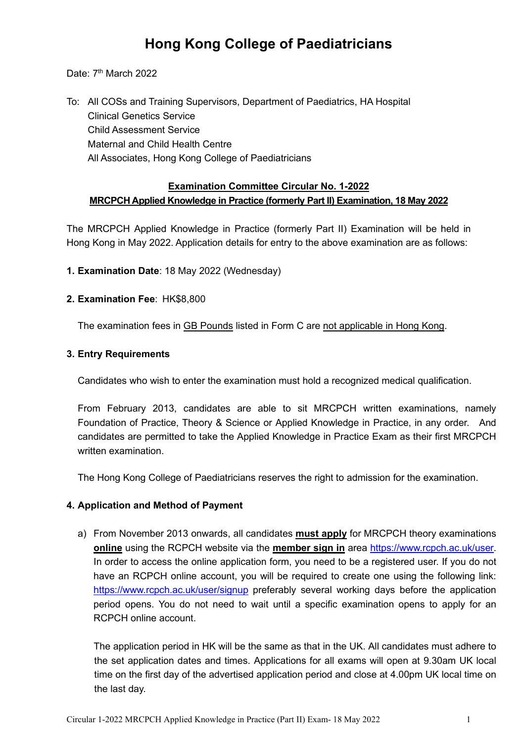# Hong Kong College of Paediatricians

Date: 7th March 2022

To: All COSs and Training Supervisors, Department of Paediatrics, HA Hospital
Clinical Genetics Service
Child Assessment Service
Maternal and Child Health Centre
All Associates, Hong Kong College of Paediatricians

## Examination Committee Circular No. 1-2022
## MRCPCH Applied Knowledge in Practice (formerly Part II) Examination, 18 May 2022

The MRCPCH Applied Knowledge in Practice (formerly Part II) Examination will be held in Hong Kong in May 2022. Application details for entry to the above examination are as follows:

**1. Examination Date**: 18 May 2022 (Wednesday)

**2. Examination Fee**: HK$8,800

The examination fees in GB Pounds listed in Form C are not applicable in Hong Kong.

**3. Entry Requirements**

Candidates who wish to enter the examination must hold a recognized medical qualification.

From February 2013, candidates are able to sit MRCPCH written examinations, namely Foundation of Practice, Theory & Science or Applied Knowledge in Practice, in any order. And candidates are permitted to take the Applied Knowledge in Practice Exam as their first MRCPCH written examination.

The Hong Kong College of Paediatricians reserves the right to admission for the examination.

**4. Application and Method of Payment**

a) From November 2013 onwards, all candidates **must apply** for MRCPCH theory examinations **online** using the RCPCH website via the **member sign in** area https://www.rcpch.ac.uk/user. In order to access the online application form, you need to be a registered user. If you do not have an RCPCH online account, you will be required to create one using the following link: https://www.rcpch.ac.uk/user/signup preferably several working days before the application period opens. You do not need to wait until a specific examination opens to apply for an RCPCH online account.

The application period in HK will be the same as that in the UK. All candidates must adhere to the set application dates and times. Applications for all exams will open at 9.30am UK local time on the first day of the advertised application period and close at 4.00pm UK local time on the last day.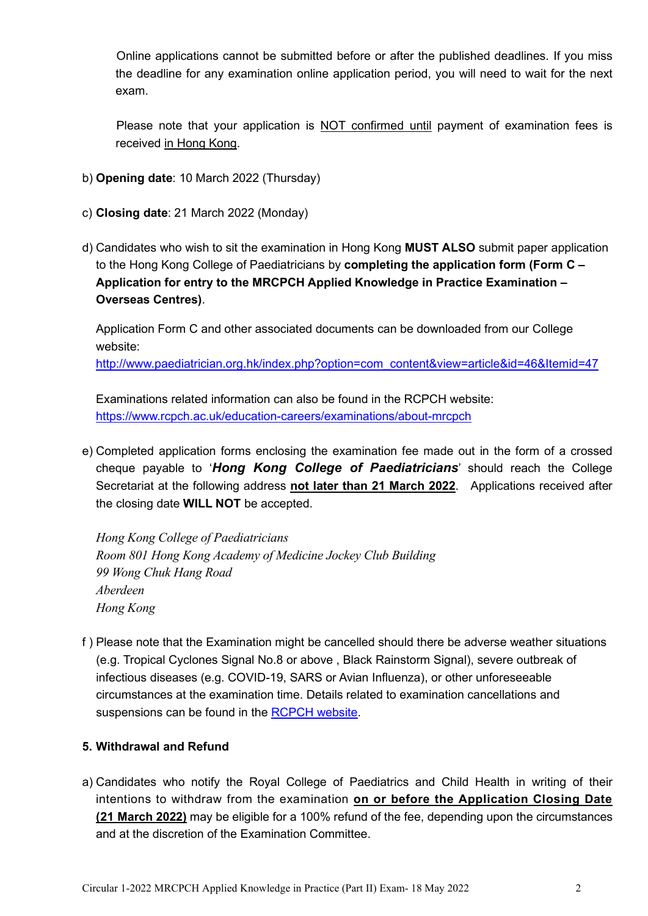Online applications cannot be submitted before or after the published deadlines. If you miss the deadline for any examination online application period, you will need to wait for the next exam.

Please note that your application is NOT confirmed until payment of examination fees is received in Hong Kong.

b) **Opening date**: 10 March 2022 (Thursday)

c) **Closing date**: 21 March 2022 (Monday)

d) Candidates who wish to sit the examination in Hong Kong **MUST ALSO** submit paper application to the Hong Kong College of Paediatricians by **completing the application form (Form C – Application for entry to the MRCPCH Applied Knowledge in Practice Examination – Overseas Centres)**.

   Application Form C and other associated documents can be downloaded from our College website:
   [http://www.paediatrician.org.hk/index.php?option=com_content&view=article&id=46&Itemid=47](http://www.paediatrician.org.hk/index.php?option=com_content&view=article&id=46&Itemid=47)

   Examinations related information can also be found in the RCPCH website:
   [https://www.rcpch.ac.uk/education-careers/examinations/about-mrcpch](https://www.rcpch.ac.uk/education-careers/examinations/about-mrcpch)

e) Completed application forms enclosing the examination fee made out in the form of a crossed cheque payable to '***Hong Kong College of Paediatricians***' should reach the College Secretariat at the following address **not later than 21 March 2022**. Applications received after the closing date **WILL NOT** be accepted.

   *Hong Kong College of Paediatricians*
   *Room 801 Hong Kong Academy of Medicine Jockey Club Building*
   *99 Wong Chuk Hang Road*
   *Aberdeen*
   *Hong Kong*

f) Please note that the Examination might be cancelled should there be adverse weather situations (e.g. Tropical Cyclones Signal No.8 or above , Black Rainstorm Signal), severe outbreak of infectious diseases (e.g. COVID-19, SARS or Avian Influenza), or other unforeseeable circumstances at the examination time. Details related to examination cancellations and suspensions can be found in the RCPCH website.

**5. Withdrawal and Refund**

a) Candidates who notify the Royal College of Paediatrics and Child Health in writing of their intentions to withdraw from the examination **on or before the Application Closing Date (21 March 2022)** may be eligible for a 100% refund of the fee, depending upon the circumstances and at the discretion of the Examination Committee.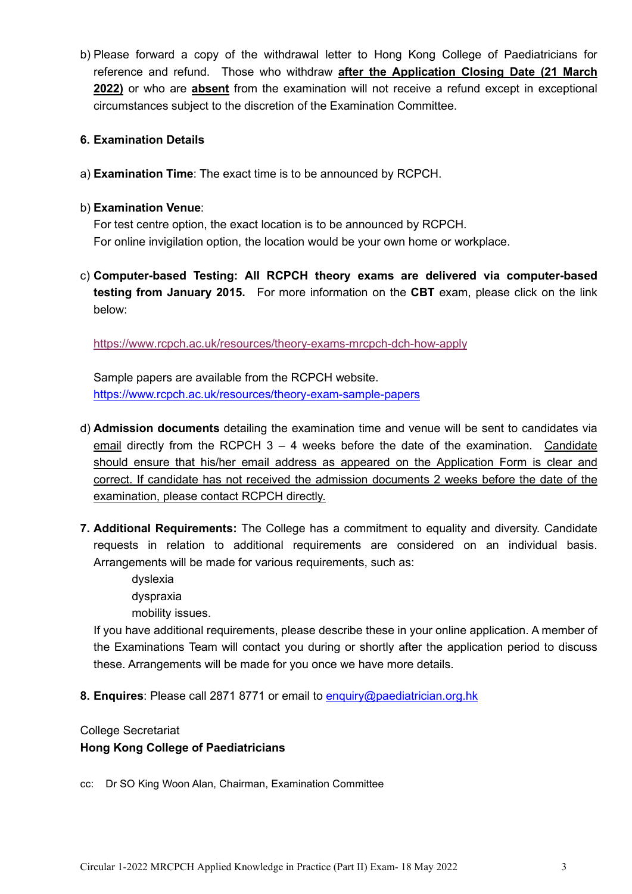b) Please forward a copy of the withdrawal letter to Hong Kong College of Paediatricians for reference and refund. Those who withdraw **after the Application Closing Date (21 March 2022)** or who are **absent** from the examination will not receive a refund except in exceptional circumstances subject to the discretion of the Examination Committee.

**6. Examination Details**

a) **Examination Time**: The exact time is to be announced by RCPCH.

b) **Examination Venue**:
For test centre option, the exact location is to be announced by RCPCH.
For online invigilation option, the location would be your own home or workplace.

c) **Computer-based Testing: All RCPCH theory exams are delivered via computer-based testing from January 2015.** For more information on the **CBT** exam, please click on the link below:

https://www.rcpch.ac.uk/resources/theory-exams-mrcpch-dch-how-apply

Sample papers are available from the RCPCH website.
https://www.rcpch.ac.uk/resources/theory-exam-sample-papers

d) **Admission documents** detailing the examination time and venue will be sent to candidates via email directly from the RCPCH 3 – 4 weeks before the date of the examination. Candidate should ensure that his/her email address as appeared on the Application Form is clear and correct. If candidate has not received the admission documents 2 weeks before the date of the examination, please contact RCPCH directly.

**7. Additional Requirements:** The College has a commitment to equality and diversity. Candidate requests in relation to additional requirements are considered on an individual basis. Arrangements will be made for various requirements, such as:

dyslexia
dyspraxia
mobility issues.

If you have additional requirements, please describe these in your online application. A member of the Examinations Team will contact you during or shortly after the application period to discuss these. Arrangements will be made for you once we have more details.

**8. Enquires**: Please call 2871 8771 or email to enquiry@paediatrician.org.hk

College Secretariat
**Hong Kong College of Paediatricians**

cc: Dr SO King Woon Alan, Chairman, Examination Committee